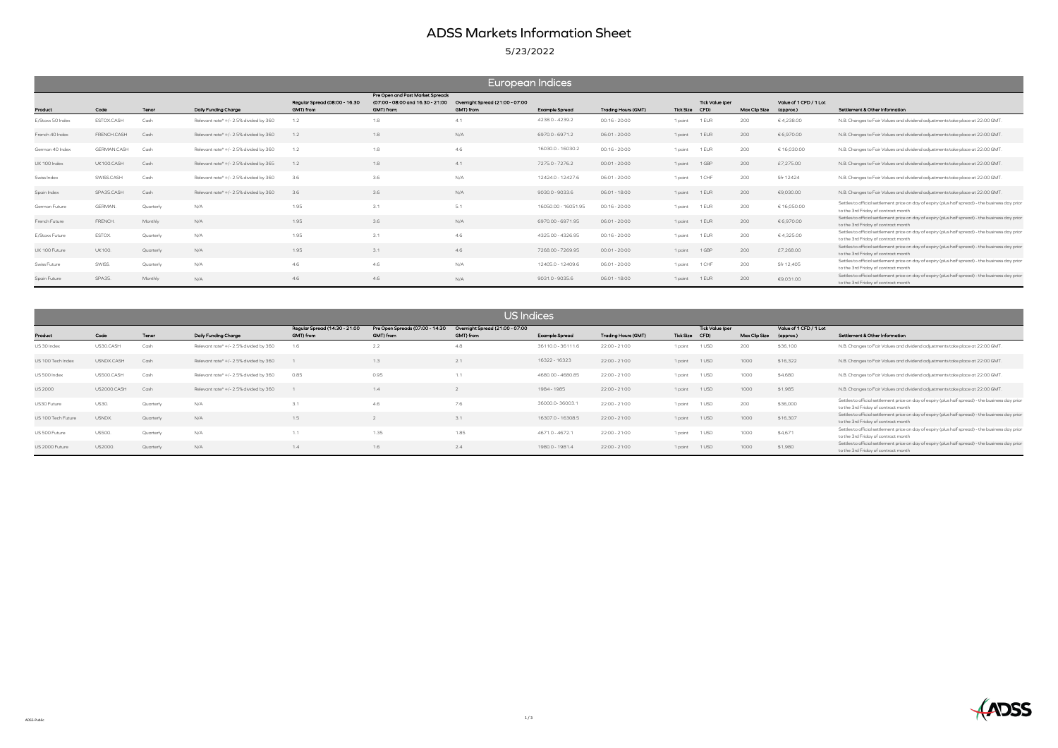# ADSS Markets Information Sheet

5/23/2022

## European Indices

| Product | Code | Tenor | Daily Funding Charge | Regular Spread (08:00 - 16.30 GMT) from | Pre Open and Post Market Spreads (07:00 - 08:00 and 16.30 - 21:00 GMT) from: | Overnight Spread (21:00 - 07:00 GMT) from | Example Spread | Trading Hours (GMT) | Tick Size | Tick Value (per CFD) | Max Clip Size | Value of 1 CFD / 1 Lot (approx.) | Settlement & Other Information |
|---|---|---|---|---|---|---|---|---|---|---|---|---|---|
| E/Stoxx 50 Index | ESTOX.CASH | Cash | Relevant rate* +/- 2.5% divided by 360 | 1.2 | 1.8 | 4.1 | 4238.0 - 4239.2 | 00:16 - 20:00 | 1 point | 1 EUR | 200 | € 4,238.00 | N.B. Changes to Fair Values and dividend adjustments take place at 22.00 GMT. |
| French 40 Index | FRENCH.CASH | Cash | Relevant rate* +/- 2.5% divided by 360 | 1.2 | 1.8 | N/A | 6970.0 - 6971.2 | 06:01 - 20:00 | 1 point | 1 EUR | 200 | € 6,970.00 | N.B. Changes to Fair Values and dividend adjustments take place at 22.00 GMT. |
| German 40 Index | GERMAN.CASH | Cash | Relevant rate* +/- 2.5% divided by 360 | 1.2 | 1.8 | 4.6 | 16030.0 - 16030.2 | 00:16 - 20:00 | 1 point | 1 EUR | 200 | € 16,030.00 | N.B. Changes to Fair Values and dividend adjustments take place at 22.00 GMT. |
| UK 100 Index | UK100.CASH | Cash | Relevant rate* +/- 2.5% divided by 365 | 1.2 | 1.8 | 4.1 | 7275.0 - 7276.2 | 00:01 - 20:00 | 1 point | 1 GBP | 200 | £7,275.00 | N.B. Changes to Fair Values and dividend adjustments take place at 22.00 GMT. |
| Swiss Index | SWISS.CASH | Cash | Relevant rate* +/- 2.5% divided by 360 | 3.6 | 3.6 | N/A | 12424.0 - 12427.6 | 06:01 - 20:00 | 1 point | 1 CHF | 200 | Sfr 12424 | N.B. Changes to Fair Values and dividend adjustments take place at 22.00 GMT. |
| Spain Index | SPA35.CASH | Cash | Relevant rate* +/- 2.5% divided by 360 | 3.6 | 3.6 | N/A | 9030.0 - 9033.6 | 06:01 - 18:00 | 1 point | 1 EUR | 200 | €9,030.00 | N.B. Changes to Fair Values and dividend adjustments take place at 22.00 GMT. |
| German Future | GERMAN. | Quarterly | N/A | 1.95 | 3.1 | 5.1 | 16050.00 - 16051.95 | 00:16 - 20:00 | 1 point | 1 EUR | 200 | € 16,050.00 | Settles to official settlement price on day of expiry (plus half spread) - the business day prior to the 3rd Friday of contract month |
| French Future | FRENCH. | Monthly | N/A | 1.95 | 3.6 | N/A | 6970.00 - 6971.95 | 06:01 - 20:00 | 1 point | 1 EUR | 200 | € 6,970.00 | Settles to official settlement price on day of expiry (plus half spread) - the business day prior to the 3rd Friday of contract month |
| E/Stoxx Future | ESTOX. | Quarterly | N/A | 1.95 | 3.1 | 4.6 | 4325.00 - 4326.95 | 00:16 - 20:00 | 1 point | 1 EUR | 200 | € 4,325.00 | Settles to official settlement price on day of expiry (plus half spread) - the business day prior to the 3rd Friday of contract month |
| UK 100 Future | UK100. | Quarterly | N/A | 1.95 | 3.1 | 4.6 | 7268.00 - 7269.95 | 00:01 - 20:00 | 1 point | 1 GBP | 200 | £7,268.00 | Settles to official settlement price on day of expiry (plus half spread) - the business day prior to the 3rd Friday of contract month |
| Swiss Future | SWISS. | Quarterly | N/A | 4.6 | 4.6 | N/A | 12405.0 - 12409.6 | 06:01 - 20:00 | 1 point | 1 CHF | 200 | Sfr 12,405 | Settles to official settlement price on day of expiry (plus half spread) - the business day prior to the 3rd Friday of contract month |
| Spain Future | SPA35. | Monthly | N/A | 4.6 | 4.6 | N/A | 9031.0 - 9035.6 | 06:01 - 18:00 | 1 point | 1 EUR | 200 | €9,031.00 | Settles to official settlement price on day of expiry (plus half spread) - the business day prior to the 3rd Friday of contract month |

## US Indices

| Product | Code | Tenor | Daily Funding Charge | Regular Spread (14:30 - 21:00 GMT) from | Pre Open Spreads (07:00 - 14:30 GMT) from | Overnight Spread (21:00 - 07:00 GMT) from | Example Spread | Trading Hours (GMT) | Tick Size | Tick Value (per CFD) | Max Clip Size | Value of 1 CFD / 1 Lot (approx.) | Settlement & Other Information |
|---|---|---|---|---|---|---|---|---|---|---|---|---|---|
| US 30 Index | US30.CASH | Cash | Relevant rate* +/- 2.5% divided by 360 | 1.6 | 2.2 | 4.8 | 36110.0 - 36111.6 | 22:00 - 21:00 | 1 point | 1 USD | 200 | $36,100 | N.B. Changes to Fair Values and dividend adjustments take place at 22.00 GMT. |
| US 100 Tech Index | USNDX.CASH | Cash | Relevant rate* +/- 2.5% divided by 360 | 1 | 1.3 | 2.1 | 16322 - 16323 | 22:00 - 21:00 | 1 point | 1 USD | 1000 | $16,322 | N.B. Changes to Fair Values and dividend adjustments take place at 22.00 GMT. |
| US 500 Index | US500.CASH | Cash | Relevant rate* +/- 2.5% divided by 360 | 0.85 | 0.95 | 1.1 | 4680.00 - 4680.85 | 22:00 - 21:00 | 1 point | 1 USD | 1000 | $4,680 | N.B. Changes to Fair Values and dividend adjustments take place at 22.00 GMT. |
| US 2000 | US2000.CASH | Cash | Relevant rate* +/- 2.5% divided by 360 | 1 | 1.4 | 2 | 1984 - 1985 | 22:00 - 21:00 | 1 point | 1 USD | 1000 | $1,985 | N.B. Changes to Fair Values and dividend adjustments take place at 22.00 GMT. |
| US30 Future | US30. | Quarterly | N/A | 3.1 | 4.6 | 7.6 | 36000.0- 36003.1 | 22:00 - 21:00 | 1 point | 1 USD | 200 | $36,000 | Settles to official settlement price on day of expiry (plus half spread) - the business day prior to the 3rd Friday of contract month |
| US 100 Tech Future | USNDX. | Quarterly | N/A | 1.5 | 2 | 3.1 | 16307.0 - 16308.5 | 22:00 - 21:00 | 1 point | 1 USD | 1000 | $16,307 | Settles to official settlement price on day of expiry (plus half spread) - the business day prior to the 3rd Friday of contract month |
| US 500 Future | US500. | Quarterly | N/A | 1.1 | 1.35 | 1.85 | 4671.0 - 4672.1 | 22:00 - 21:00 | 1 point | 1 USD | 1000 | $4,671 | Settles to official settlement price on day of expiry (plus half spread) - the business day prior to the 3rd Friday of contract month |
| US 2000 Future | US2000. | Quarterly | N/A | 1.4 | 1.6 | 2.4 | 1980.0 - 1981.4 | 22:00 - 21:00 | 1 point | 1 USD | 1000 | $1,980 | Settles to official settlement price on day of expiry (plus half spread) - the business day prior to the 3rd Friday of contract month |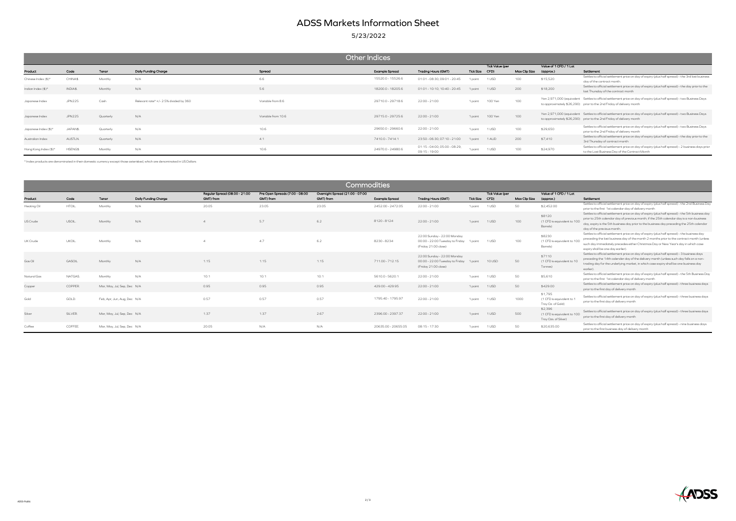# ADSS Markets Information Sheet

5/23/2022

## Other Indices

| Product | Code | Tenor | Daily Funding Charge | Spread | Example Spread | Trading Hours (GMT) | Tick Size | Tick Value (per CFD) | Max Clip Size | Value of 1 CFD / 1 Lot (approx.) | Settlement |
|---|---|---|---|---|---|---|---|---|---|---|---|
| Chinese Index ($)* | CHINA$. | Monthly | N/A | 6.6 | 15520.0 - 15526.6 | 01:01 - 08:30, 09:01 - 20:45 | 1 point | 1 USD | 100 | $15,520 | Settles to official settlement price on day of expiry (plus half spread) - the 3rd last business day of the contract month. |
| Indian Index ($)* | INDIA$. | Monthly | N/A | 5.6 | 18200.0 - 18205.6 | 01:01 - 10:10, 10:40 - 20:45 | 1 point | 1 USD | 200 | $18,200 | Settles to official settlement price on day of expiry (plus half spread) - the day prior to the last Thursday of the contract month |
| Japanese Index | JPN225 | Cash | Relevant rate* +/- 2.5% divided by 360 | Variable from 8.6 | 29710.0 - 29718.6 | 22:00 - 21:00 | 1 point | 100 Yen | 100 | Yen 2,971,000 (equivalent to approximately $26,290) | Settles to official settlement price on day of expiry (plus half spread) - two Business Days prior to the 2nd Friday of delivery month |
| Japanese Index | JPN225 | Quarterly | N/A | Variable from 10.6 | 29715.0 - 29725.6 | 22:00 - 21:00 | 1 point | 100 Yen | 100 | Yen 2,971,000 (equivalent to approximately $26,290) | Settles to official settlement price on day of expiry (plus half spread) - two Business Days prior to the 2nd Friday of delivery month |
| Japanese Index ($)* | JAPAN$. | Quarterly | N/A | 10.6 | 29650.0 - 29660.6 | 22:00 - 21:00 | 1 point | 1 USD | 100 | $29,650 | Settles to official settlement price on day of expiry (plus half spread) - two Business Days prior to the 2nd Friday of delivery month |
| Australian Index | AUSTLN. | Quarterly | N/A | 4.1 | 7410.0 - 7414.1 | 23:50 - 06:30, 07:10 - 21:00 | 1 point | 1 AUD | 200 | $7,410 | Settles to official settlement price on day of expiry (plus half spread) - the day prior to the 3rd Thursday of contract month |
| Hong Kong Index ($)* | HSENG$. | Monthly | N/A | 10.6 | 24970.0 - 24980.6 | 01:15 - 04:00, 05:00 - 08:29, 09:15 - 19:00 | 1 point | 1 USD | 100 | $24,970 | Settles to official settlement price on day of expiry (plus half spread) - 2 business days prior to the Last Business Day of the Contract Month |

* Index products are denominated in their domestic currency except those asterisked, which are denominated in US Dollars

## Commodities

| Product | Code | Tenor | Daily Funding Charge | Regular Spread (08:00 - 21:00 GMT) from | Pre Open Spreads (7:00 - 08:00 GMT) from | Overnight Spread (21:00 - 07:00 GMT) from | Example Spread | Trading Hours (GMT) | Tick Size | Tick Value (per CFD) | Max Clip Size | Value of 1 CFD / 1 Lot (approx.) | Settlement |
|---|---|---|---|---|---|---|---|---|---|---|---|---|---|
| Heating Oil | HTOIL. | Monthly | N/A | 20.05 | 23.05 | 23.05 | 2452.00 - 2472.05 | 22:00 - 21:00 | 1 point | 1 USD | 50 | $2,452.00 | Settles to official settlement price on day of expiry (plus half spread) - the 2nd Business Day prior to the first 1st calendar day of delivery month |
| US Crude | USOIL. | Monthly | N/A | 4 | 5.7 | 6.2 | 8120 - 8124 | 22:00 - 21:00 | 1 point | 1 USD | 100 | $8120 (1 CFD is equivalent to 100 Barrels) | Settles to official settlement price on day of expiry (plus half spread) - the 5th business day prior to 25th calendar day of previous month; if the 25th calendar day is a non-business day, expiry is the 5th business day prior to the business day preceding the 25th calendar day of the previous month. |
| UK Crude | UKOIL. | Monthly | N/A | 4 | 4.7 | 6.2 | 8230 - 8234 | 22:00 Sunday - 22:00 Monday 00:00 - 22:00 Tuesday to Friday (Friday 21:00 close) | 1 point | 1 USD | 100 | $8230 (1 CFD is equivalent to 100 Barrels) | Settles to official settlement price on day of expiry (plus half spread) - the business day preceding the last business day of the month 2 months prior to the contract month (unless such day immediately precedes either Christmas Day or New Year's day in which case expiry shall be one day earlier). |
| Gas Oil | GASOIL. | Monthly | N/A | 1.15 | 1.15 | 1.15 | 711.00 - 712.15 | 22:00 Sunday - 22:00 Monday 00:00 - 22:00 Tuesday to Friday (Friday 21:00 close) | 1 point | 10 USD | 50 | $7110 (1 CFD is equivalent to 10 Tonnes) | Settles to official settlement price on day of expiry (plus half spread) - 3 business days preceding the 14th calendar day of the delivery month (unless such day falls on a non-trading day for the underlying market, in which case expiry shall be one business day earlier). |
| Natural Gas | NATGAS. | Monthly | N/A | 10.1 | 10.1 | 10.1 | 5610.0 - 5620.1 | 22:00 - 21:00 | 1 point | 1 USD | 50 | $5,610 | Settles to official settlement price on day of expiry (plus half spread) - the 5th Business Day prior to the first 1st calendar day of delivery month |
| Copper | COPPER. | Mar, May, Jul, Sep, Dec | N/A | 0.95 | 0.95 | 0.95 | 429.00 - 429.95 | 22:00 - 21:00 | 1 point | 1 USD | 50 | $429.00 | Settles to official settlement price on day of expiry (plus half spread) - three business days prior to the first day of delivery month |
| Gold | GOLD. | Feb, Apr, Jun, Aug, Dec | N/A | 0.57 | 0.57 | 0.57 | 1795.40 - 1795.97 | 22:00 - 21:00 | 1 point | 1 USD | 1000 | $1,795 (1 CFD is equivalent to 1 Troy Oz. of Gold) | Settles to official settlement price on day of expiry (plus half spread) - three business days prior to the first day of delivery month |
| Silver | SILVER. | Mar, May, Jul, Sep, Dec | N/A | 1.37 | 1.37 | 2.67 | 2396.00 - 2397.37 | 22:00 - 21:00 | 1 point | 1 USD | 500 | $2,396 (1 CFD is equivalent to 100 Troy Ozs. of Silver) | Settles to official settlement price on day of expiry (plus half spread) - three business days prior to the first day of delivery month |
| Coffee | COFFEE. | Mar, May, Jul, Sep, Dec | N/A | 20.05 | N/A | N/A | 20635.00 - 20655.05 | 08:15 - 17:30 | 1 point | 1 USD | 50 | $20,635.00 | Settles to official settlement price on day of expiry (plus half spread) - nine business days prior to the first business day of delivery month |

ADSS-Public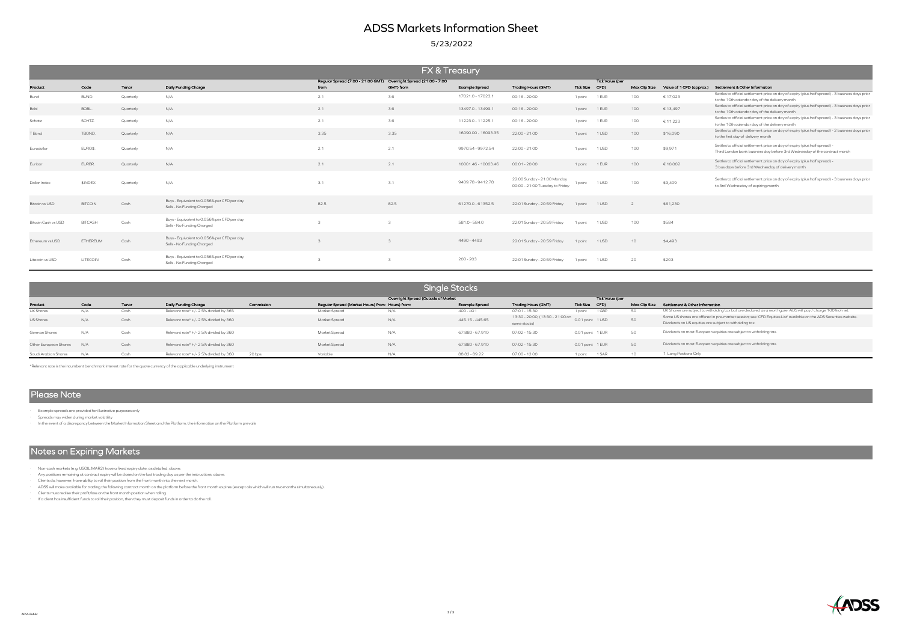# ADSS Markets Information Sheet

5/23/2022

## FX & Treasury

| Product | Code | Tenor | Daily Funding Charge | Regular Spread (7:00 - 21:00 GMT) from | Overnight Spread (21:00 - 7:00 GMT) from | Example Spread | Trading Hours (GMT) | Tick Size | Tick Value (per CFD) | Max Clip Size | Value of 1 CFD (approx.) | Settlement & Other Information |
|---|---|---|---|---|---|---|---|---|---|---|---|---|
| Bund | BUND. | Quarterly | N/A | 2.1 | 3.6 | 17021.0 - 17023.1 | 00:16 - 20:00 | 1 point | 1 EUR | 100 | € 17,023 | Settles to official settlement price on day of expiry (plus half spread) - 3 business days prior to the 10th calendar day of the delivery month |
| Bobl | BOBL. | Quarterly | N/A | 2.1 | 3.6 | 13497.0 - 13499.1 | 00:16 - 20:00 | 1 point | 1 EUR | 100 | € 13,497 | Settles to official settlement price on day of expiry (plus half spread) - 3 business days prior to the 10th calendar day of the delivery month |
| Schatz | SCHTZ. | Quarterly | N/A | 2.1 | 3.6 | 11223.0 - 11225.1 | 00:16 - 20:00 | 1 point | 1 EUR | 100 | € 11,223 | Settles to official settlement price on day of expiry (plus half spread) - 3 business days prior to the 10th calendar day of the delivery month |
| T Bond | TBOND. | Quarterly | N/A | 3.35 | 3.35 | 16090.00 - 16093.35 | 22:00 - 21:00 | 1 point | 1 USD | 100 | $16,090 | Settles to official settlement price on day of expiry (plus half spread) - 2 business days prior to the first day of delivery month |
| Eurodollar | EURO$. | Quarterly | N/A | 2.1 | 2.1 | 9970.54 - 9972.54 | 22:00 - 21:00 | 1 point | 1 USD | 100 | $9,971 | Settles to official settlement price on day of expiry (plus half spread) - Third London bank business day before 3rd Wednesday of the contract month |
| Euribor | EURBR. | Quarterly | N/A | 2.1 | 2.1 | 10001.46 - 10003.46 | 00:01 - 20:00 | 1 point | 1 EUR | 100 | € 10,002 | Settles to official settlement price on day of expiry (plus half spread) - 3 bus days before 3rd Wednesday of delivery month |
| Dollar Index | $INDEX. | Quarterly | N/A | 3.1 | 3.1 | 9409.78 - 9412.78 | 22:00 Sunday - 21:00 Monday 00:00 - 21:00 Tuesday to Friday | 1 point | 1 USD | 100 | $9,409 | Settles to official settlement price on day of expiry (plus half spread) - 3 business days prior to 3rd Wednesday of expiring month |
| Bitcoin vs USD | BITCOIN | Cash | Buys - Equivalent to 0.056% per CFD per day Sells - No Funding Charged | 82.5 | 82.5 | 61270.0 - 61352.5 | 22:01 Sunday - 20:59 Friday | 1 point | 1 USD | 2 | $61,230 | |
| Bitcoin Cash vs USD | BITCASH | Cash | Buys - Equivalent to 0.056% per CFD per day Sells - No Funding Charged | 3 | 3 | 581.0 - 584.0 | 22:01 Sunday - 20:59 Friday | 1 point | 1 USD | 100 | $584 | |
| Ethereum vs USD | ETHEREUM | Cash | Buys - Equivalent to 0.056% per CFD per day Sells - No Funding Charged | 3 | 3 | 4490 - 4493 | 22:01 Sunday - 20:59 Friday | 1 point | 1 USD | 10 | $4,493 | |
| Litecoin vs USD | LITECOIN | Cash | Buys - Equivalent to 0.056% per CFD per day Sells - No Funding Charged | 3 | 3 | 200 - 203 | 22:01 Sunday - 20:59 Friday | 1 point | 1 USD | 20 | $203 | |

## Single Stocks

| Product | Code | Tenor | Daily Funding Charge | Commission | Regular Spread (Market Hours) from: | Overnight Spread (Outside of Market Hours) from: | Example Spread | Trading Hours (GMT) | Tick Size | Tick Value (per CFD) | Max Clip Size | Settlement & Other Information |
|---|---|---|---|---|---|---|---|---|---|---|---|---|
| UK Shares | N/A | Cash | Relevant rate* +/- 2.5% divided by 365 | | Market Spread | N/A | 400 - 401 | 07:01 - 15:30 | 1 point | 1 GBP | 50 | UK Shares are subject to withholding tax but are declared as a next figure. ADS will pay / charge 100% of net. |
| US Shares | N/A | Cash | Relevant rate* +/- 2.5% divided by 360 | | Market Spread | N/A | 445.15 - 445.65 | 13:30 - 20:00; (13:30 - 21:00 on some stocks) | 0.01 point | 1 USD | 50 | Some US shares are offered in pre-market session; see 'CFD Equities List' available on the ADSS Securities website. Dividends on US equities are subject to withholding tax. |
| German Shares | N/A | Cash | Relevant rate* +/- 2.5% divided by 360 | | Market Spread | N/A | 67.880 - 67.910 | 07:02 - 15:30 | 0.01 point | 1 EUR | 50 | Dividends on most European equities are subject to withholding tax. |
| Other European Shares | N/A | Cash | Relevant rate* +/- 2.5% divided by 360 | | Market Spread | N/A | 67.880 - 67.910 | 07:02 - 15:30 | 0.01 point | 1 EUR | 50 | Dividends on most European equities are subject to withholding tax. |
| Saudi Arabian Shares | N/A | Cash | Relevant rate* +/- 2.5% divided by 360 | 20 bps | Variable | N/A | 88.82 - 89.22 | 07:00 - 12:00 | 1 point | 1 SAR | 10 | 1. Long Positions Only |

*Relevant rate is the incumbent benchmark interest rate for the quote currency of the applicable underlying instrument

## Please Note

- Example spreads are provided for illustrative purposes only
- Spreads may widen during market volatility
- In the event of a discrepancy between the Market Information Sheet and the Platform, the information on the Platform prevails

## Notes on Expiring Markets

- Non-cash markets (e.g. USOIL.MAR2) have a fixed expiry date, as detailed, above.
- Any positions remaining at contract expiry will be closed on the last trading day as per the instructions, above.
- Clients do, however, have ability to roll their position from the front month into the next month.
- ADSS will make available for trading the following contract month on the platform before the front month expires (except oils which will run two months simultaneously).
- Clients must realise their profit/loss on the front month position when rolling.
- If a client has insufficient funds to roll their position, then they must deposit funds in order to do the roll.

ADSS-Public